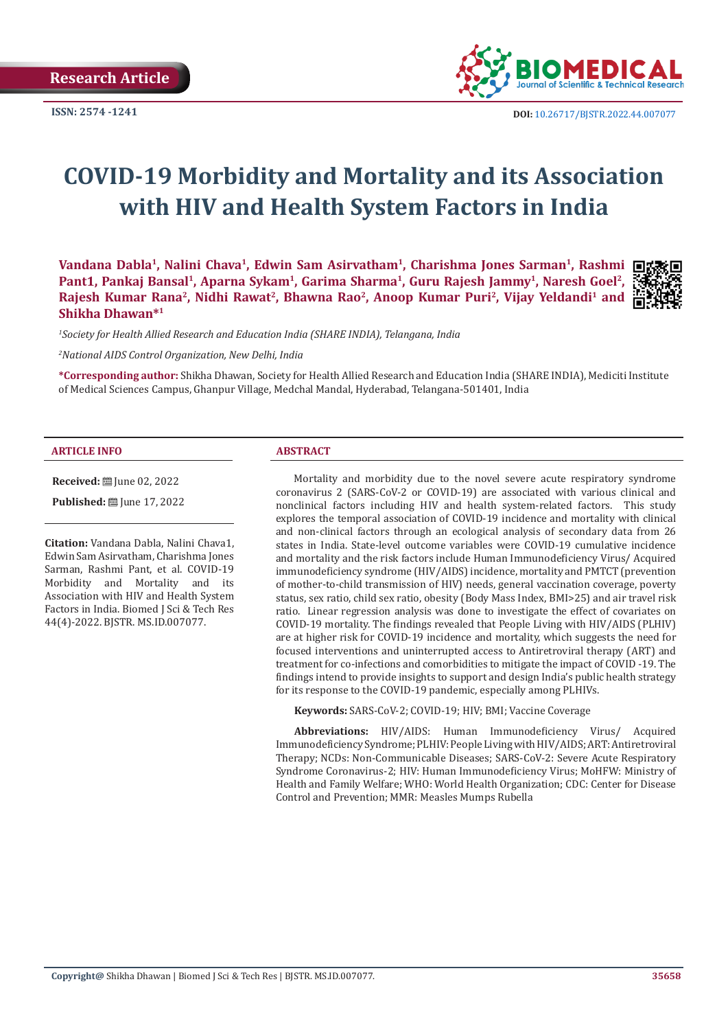Research Article

ISSN: 2574 -1241

DOI: 10.26717/BJSTR.2022.44.007077

# COVID-19 Morbidity and Mortality and its Association with HIV and Health System Factors in India

**Vandana Dabla[1], Nalini Chava[1], Edwin Sam Asirvatham[1], Charishma Jones Sarman[1], Rashmi Pant1, Pankaj Bansal[1], Aparna Sykam[1], Garima Sharma[1], Guru Rajesh Jammy[1], Naresh Goel[2], Rajesh Kumar Rana[2], Nidhi Rawat[2], Bhawna Rao[2], Anoop Kumar Puri[2], Vijay Yeldandi[1] and Shikha Dhawan*[1]**

*[1]Society for Health Allied Research and Education India (SHARE INDIA), Telangana, India*

*[2]National AIDS Control Organization, New Delhi, India*

**\*Corresponding author:** Shikha Dhawan, Society for Health Allied Research and Education India (SHARE INDIA), Mediciti Institute of Medical Sciences Campus, Ghanpur Village, Medchal Mandal, Hyderabad, Telangana-501401, India

## ARTICLE INFO

**Received:** June 02, 2022

**Published:** June 17, 2022

**Citation:** Vandana Dabla, Nalini Chava1, Edwin Sam Asirvatham, Charishma Jones Sarman, Rashmi Pant, et al. COVID-19 Morbidity and Mortality and its Association with HIV and Health System Factors in India. Biomed J Sci & Tech Res 44(4)-2022. BJSTR. MS.ID.007077.

## ABSTRACT

Mortality and morbidity due to the novel severe acute respiratory syndrome coronavirus 2 (SARS-CoV-2 or COVID-19) are associated with various clinical and nonclinical factors including HIV and health system-related factors. This study explores the temporal association of COVID-19 incidence and mortality with clinical and non-clinical factors through an ecological analysis of secondary data from 26 states in India. State-level outcome variables were COVID-19 cumulative incidence and mortality and the risk factors include Human Immunodeficiency Virus/ Acquired immunodeficiency syndrome (HIV/AIDS) incidence, mortality and PMTCT (prevention of mother-to-child transmission of HIV) needs, general vaccination coverage, poverty status, sex ratio, child sex ratio, obesity (Body Mass Index, BMI>25) and air travel risk ratio. Linear regression analysis was done to investigate the effect of covariates on COVID-19 mortality. The findings revealed that People Living with HIV/AIDS (PLHIV) are at higher risk for COVID-19 incidence and mortality, which suggests the need for focused interventions and uninterrupted access to Antiretroviral therapy (ART) and treatment for co-infections and comorbidities to mitigate the impact of COVID -19. The findings intend to provide insights to support and design India's public health strategy for its response to the COVID-19 pandemic, especially among PLHIVs.

**Keywords:** SARS-CoV-2; COVID-19; HIV; BMI; Vaccine Coverage

**Abbreviations:** HIV/AIDS: Human Immunodeficiency Virus/ Acquired Immunodeficiency Syndrome; PLHIV: People Living with HIV/AIDS; ART: Antiretroviral Therapy; NCDs: Non-Communicable Diseases; SARS-CoV-2: Severe Acute Respiratory Syndrome Coronavirus-2; HIV: Human Immunodeficiency Virus; MoHFW: Ministry of Health and Family Welfare; WHO: World Health Organization; CDC: Center for Disease Control and Prevention; MMR: Measles Mumps Rubella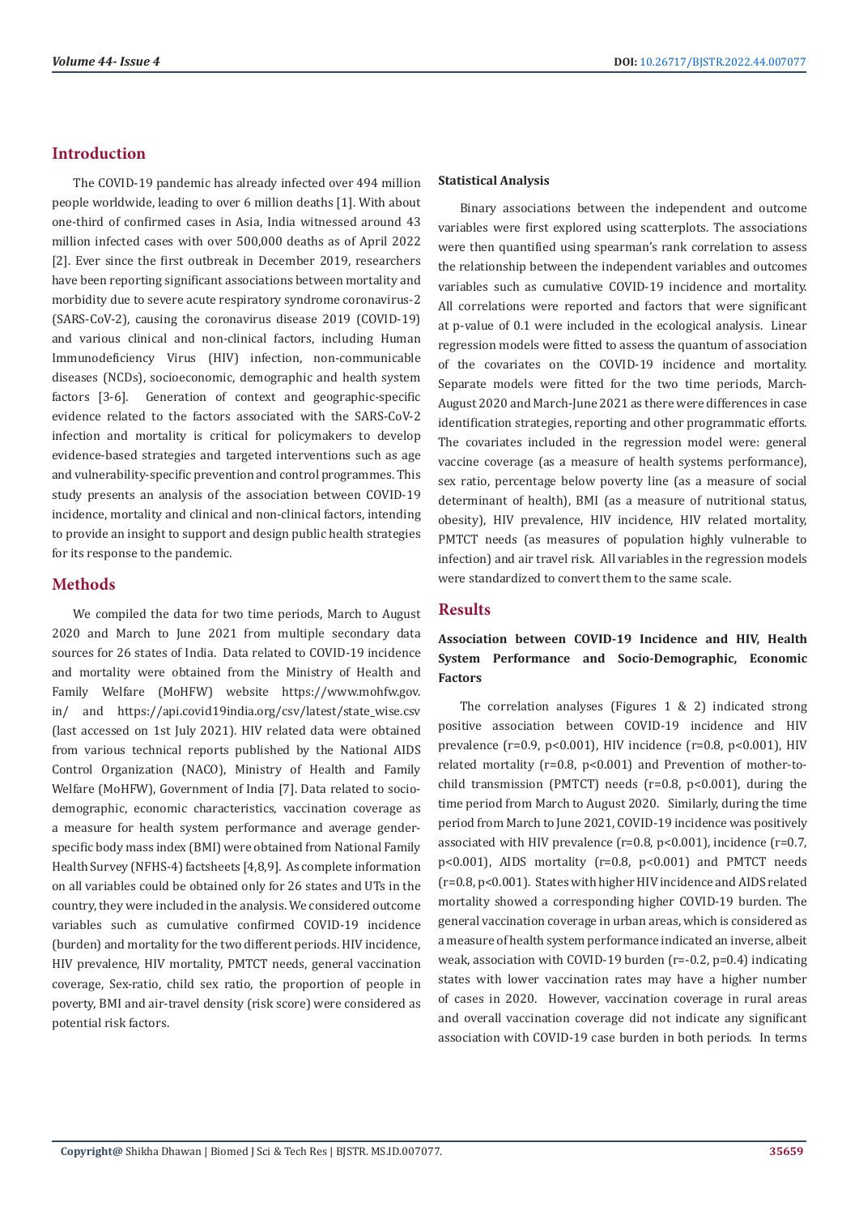## Introduction

The COVID-19 pandemic has already infected over 494 million people worldwide, leading to over 6 million deaths [1]. With about one-third of confirmed cases in Asia, India witnessed around 43 million infected cases with over 500,000 deaths as of April 2022 [2]. Ever since the first outbreak in December 2019, researchers have been reporting significant associations between mortality and morbidity due to severe acute respiratory syndrome coronavirus-2 (SARS-CoV-2), causing the coronavirus disease 2019 (COVID-19) and various clinical and non-clinical factors, including Human Immunodeficiency Virus (HIV) infection, non-communicable diseases (NCDs), socioeconomic, demographic and health system factors [3-6]. Generation of context and geographic-specific evidence related to the factors associated with the SARS-CoV-2 infection and mortality is critical for policymakers to develop evidence-based strategies and targeted interventions such as age and vulnerability-specific prevention and control programmes. This study presents an analysis of the association between COVID-19 incidence, mortality and clinical and non-clinical factors, intending to provide an insight to support and design public health strategies for its response to the pandemic.

## Methods

We compiled the data for two time periods, March to August 2020 and March to June 2021 from multiple secondary data sources for 26 states of India. Data related to COVID-19 incidence and mortality were obtained from the Ministry of Health and Family Welfare (MoHFW) website https://www.mohfw.gov.in/ and https://api.covid19india.org/csv/latest/state_wise.csv (last accessed on 1st July 2021). HIV related data were obtained from various technical reports published by the National AIDS Control Organization (NACO), Ministry of Health and Family Welfare (MoHFW), Government of India [7]. Data related to socio-demographic, economic characteristics, vaccination coverage as a measure for health system performance and average gender-specific body mass index (BMI) were obtained from National Family Health Survey (NFHS-4) factsheets [4,8,9]. As complete information on all variables could be obtained only for 26 states and UTs in the country, they were included in the analysis. We considered outcome variables such as cumulative confirmed COVID-19 incidence (burden) and mortality for the two different periods. HIV incidence, HIV prevalence, HIV mortality, PMTCT needs, general vaccination coverage, Sex-ratio, child sex ratio, the proportion of people in poverty, BMI and air-travel density (risk score) were considered as potential risk factors.

**Statistical Analysis**

Binary associations between the independent and outcome variables were first explored using scatterplots. The associations were then quantified using spearman's rank correlation to assess the relationship between the independent variables and outcomes variables such as cumulative COVID-19 incidence and mortality. All correlations were reported and factors that were significant at p-value of 0.1 were included in the ecological analysis. Linear regression models were fitted to assess the quantum of association of the covariates on the COVID-19 incidence and mortality. Separate models were fitted for the two time periods, March-August 2020 and March-June 2021 as there were differences in case identification strategies, reporting and other programmatic efforts. The covariates included in the regression model were: general vaccine coverage (as a measure of health systems performance), sex ratio, percentage below poverty line (as a measure of social determinant of health), BMI (as a measure of nutritional status, obesity), HIV prevalence, HIV incidence, HIV related mortality, PMTCT needs (as measures of population highly vulnerable to infection) and air travel risk. All variables in the regression models were standardized to convert them to the same scale.

## Results

### Association between COVID-19 Incidence and HIV, Health System Performance and Socio-Demographic, Economic Factors

The correlation analyses (Figures 1 & 2) indicated strong positive association between COVID-19 incidence and HIV prevalence ($r=0.9$, $p<0.001$), HIV incidence ($r=0.8$, $p<0.001$), HIV related mortality ($r=0.8$, $p<0.001$) and Prevention of mother-to-child transmission (PMTCT) needs ($r=0.8$, $p<0.001$), during the time period from March to August 2020. Similarly, during the time period from March to June 2021, COVID-19 incidence was positively associated with HIV prevalence ($r=0.8$, $p<0.001$), incidence ($r=0.7$, $p<0.001$), AIDS mortality ($r=0.8$, $p<0.001$) and PMTCT needs ($r=0.8$, $p<0.001$). States with higher HIV incidence and AIDS related mortality showed a corresponding higher COVID-19 burden. The general vaccination coverage in urban areas, which is considered as a measure of health system performance indicated an inverse, albeit weak, association with COVID-19 burden ($r=-0.2$, $p=0.4$) indicating states with lower vaccination rates may have a higher number of cases in 2020. However, vaccination coverage in rural areas and overall vaccination coverage did not indicate any significant association with COVID-19 case burden in both periods. In terms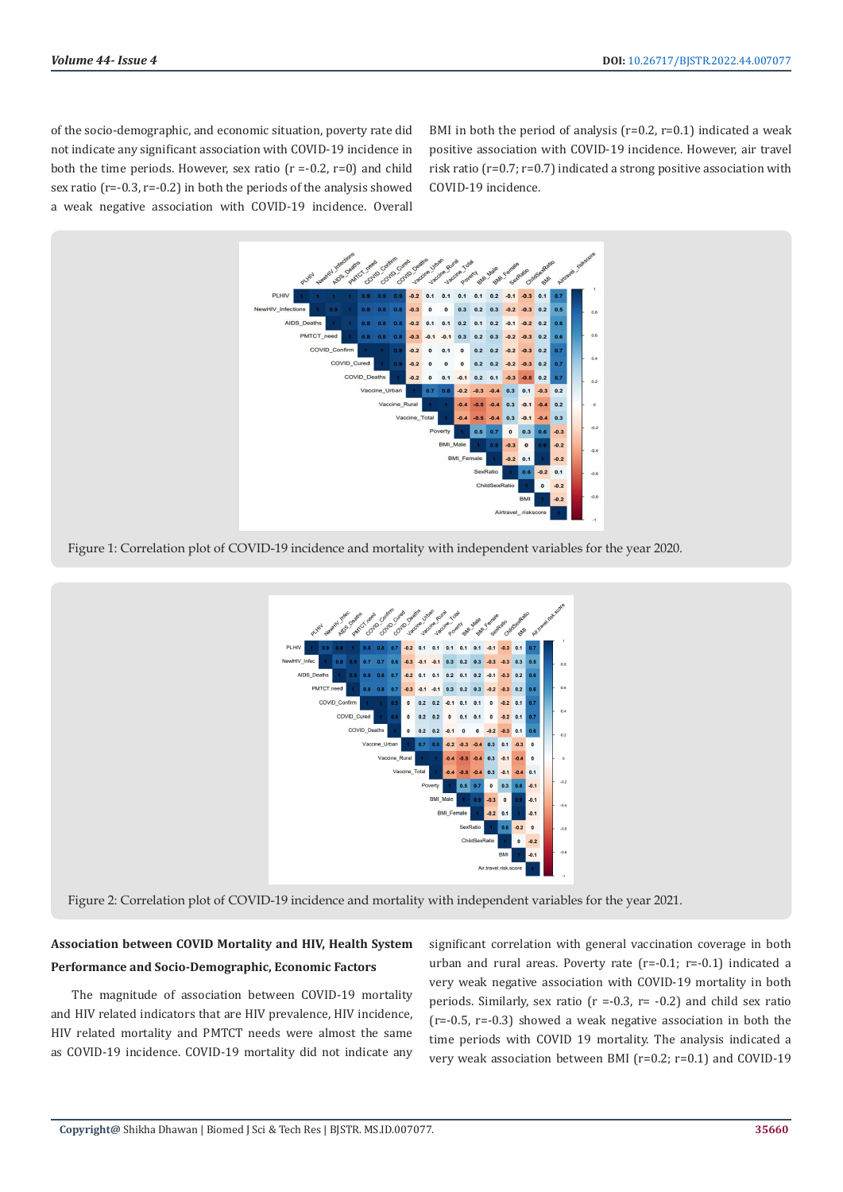of the socio-demographic, and economic situation, poverty rate did not indicate any significant association with COVID-19 incidence in both the time periods. However, sex ratio (r =-0.2, r=0) and child sex ratio (r=-0.3, r=-0.2) in both the periods of the analysis showed a weak negative association with COVID-19 incidence. Overall BMI in both the period of analysis (r=0.2, r=0.1) indicated a weak positive association with COVID-19 incidence. However, air travel risk ratio (r=0.7; r=0.7) indicated a strong positive association with COVID-19 incidence.

Figure 1: Correlation plot of COVID-19 incidence and mortality with independent variables for the year 2020.

Figure 2: Correlation plot of COVID-19 incidence and mortality with independent variables for the year 2021.

## Association between COVID Mortality and HIV, Health System Performance and Socio-Demographic, Economic Factors

The magnitude of association between COVID-19 mortality and HIV related indicators that are HIV prevalence, HIV incidence, HIV related mortality and PMTCT needs were almost the same as COVID-19 incidence. COVID-19 mortality did not indicate any significant correlation with general vaccination coverage in both urban and rural areas. Poverty rate (r=-0.1; r=-0.1) indicated a very weak negative association with COVID-19 mortality in both periods. Similarly, sex ratio (r =-0.3, r= -0.2) and child sex ratio (r=-0.5, r=-0.3) showed a weak negative association in both the time periods with COVID 19 mortality. The analysis indicated a very weak association between BMI (r=0.2; r=0.1) and COVID-19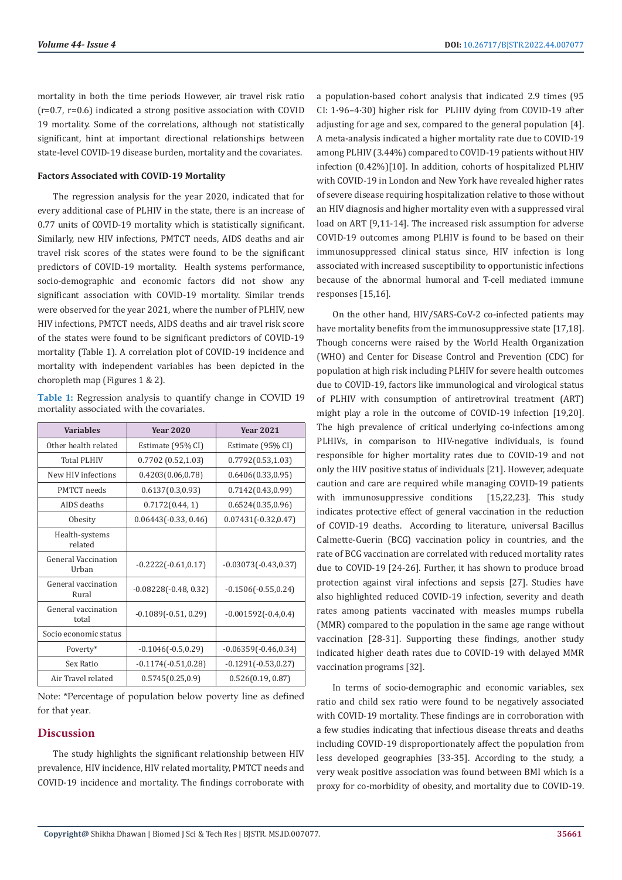mortality in both the time periods However, air travel risk ratio (r=0.7, r=0.6) indicated a strong positive association with COVID 19 mortality. Some of the correlations, although not statistically significant, hint at important directional relationships between state-level COVID-19 disease burden, mortality and the covariates.

#### Factors Associated with COVID-19 Mortality

The regression analysis for the year 2020, indicated that for every additional case of PLHIV in the state, there is an increase of 0.77 units of COVID-19 mortality which is statistically significant. Similarly, new HIV infections, PMTCT needs, AIDS deaths and air travel risk scores of the states were found to be the significant predictors of COVID-19 mortality. Health systems performance, socio-demographic and economic factors did not show any significant association with COVID-19 mortality. Similar trends were observed for the year 2021, where the number of PLHIV, new HIV infections, PMTCT needs, AIDS deaths and air travel risk score of the states were found to be significant predictors of COVID-19 mortality (Table 1). A correlation plot of COVID-19 incidence and mortality with independent variables has been depicted in the choropleth map (Figures 1 & 2).

**Table 1:** Regression analysis to quantify change in COVID 19 mortality associated with the covariates.

| Variables | Year 2020 | Year 2021 |
|---|---|---|
| Other health related | Estimate (95% CI) | Estimate (95% CI) |
| Total PLHIV | 0.7702 (0.52,1.03) | 0.7792(0.53,1.03) |
| New HIV infections | 0.4203(0.06,0.78) | 0.6406(0.33,0.95) |
| PMTCT needs | 0.6137(0.3,0.93) | 0.7142(0.43,0.99) |
| AIDS deaths | 0.7172(0.44, 1) | 0.6524(0.35,0.96) |
| Obesity | 0.06443(-0.33, 0.46) | 0.07431(-0.32,0.47) |
| Health-systems related | | |
| General Vaccination Urban | -0.2222(-0.61,0.17) | -0.03073(-0.43,0.37) |
| General vaccination Rural | -0.08228(-0.48, 0.32) | -0.1506(-0.55,0.24) |
| General vaccination total | -0.1089(-0.51, 0.29) | -0.001592(-0.4,0.4) |
| Socio economic status | | |
| Poverty* | -0.1046(-0.5,0.29) | -0.06359(-0.46,0.34) |
| Sex Ratio | -0.1174(-0.51,0.28) | -0.1291(-0.53,0.27) |
| Air Travel related | 0.5745(0.25,0.9) | 0.526(0.19, 0.87) |

Note: *Percentage of population below poverty line as defined for that year.

## Discussion

The study highlights the significant relationship between HIV prevalence, HIV incidence, HIV related mortality, PMTCT needs and COVID-19 incidence and mortality. The findings corroborate with a population-based cohort analysis that indicated 2.9 times (95 CI: 1·96–4·30) higher risk for PLHIV dying from COVID-19 after adjusting for age and sex, compared to the general population [4]. A meta-analysis indicated a higher mortality rate due to COVID-19 among PLHIV (3.44%) compared to COVID-19 patients without HIV infection (0.42%)[10]. In addition, cohorts of hospitalized PLHIV with COVID-19 in London and New York have revealed higher rates of severe disease requiring hospitalization relative to those without an HIV diagnosis and higher mortality even with a suppressed viral load on ART [9,11-14]. The increased risk assumption for adverse COVID-19 outcomes among PLHIV is found to be based on their immunosuppressed clinical status since, HIV infection is long associated with increased susceptibility to opportunistic infections because of the abnormal humoral and T-cell mediated immune responses [15,16].

On the other hand, HIV/SARS-CoV-2 co-infected patients may have mortality benefits from the immunosuppressive state [17,18]. Though concerns were raised by the World Health Organization (WHO) and Center for Disease Control and Prevention (CDC) for population at high risk including PLHIV for severe health outcomes due to COVID-19, factors like immunological and virological status of PLHIV with consumption of antiretroviral treatment (ART) might play a role in the outcome of COVID-19 infection [19,20]. The high prevalence of critical underlying co-infections among PLHIVs, in comparison to HIV-negative individuals, is found responsible for higher mortality rates due to COVID-19 and not only the HIV positive status of individuals [21]. However, adequate caution and care are required while managing COVID-19 patients with immunosuppressive conditions [15,22,23]. This study indicates protective effect of general vaccination in the reduction of COVID-19 deaths. According to literature, universal Bacillus Calmette-Guerin (BCG) vaccination policy in countries, and the rate of BCG vaccination are correlated with reduced mortality rates due to COVID-19 [24-26]. Further, it has shown to produce broad protection against viral infections and sepsis [27]. Studies have also highlighted reduced COVID-19 infection, severity and death rates among patients vaccinated with measles mumps rubella (MMR) compared to the population in the same age range without vaccination [28-31]. Supporting these findings, another study indicated higher death rates due to COVID-19 with delayed MMR vaccination programs [32].

In terms of socio-demographic and economic variables, sex ratio and child sex ratio were found to be negatively associated with COVID-19 mortality. These findings are in corroboration with a few studies indicating that infectious disease threats and deaths including COVID-19 disproportionately affect the population from less developed geographies [33-35]. According to the study, a very weak positive association was found between BMI which is a proxy for co-morbidity of obesity, and mortality due to COVID-19.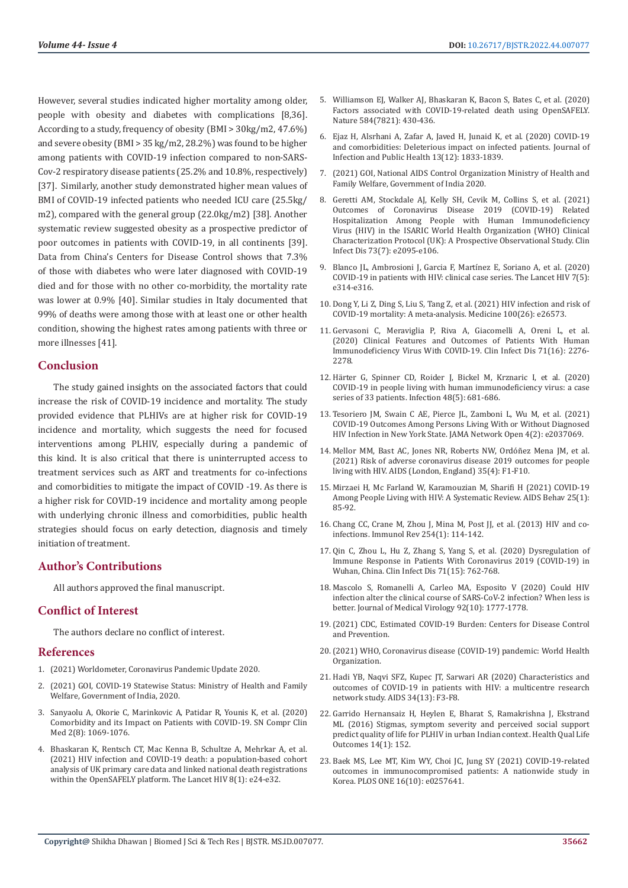However, several studies indicated higher mortality among older, people with obesity and diabetes with complications [8,36]. According to a study, frequency of obesity (BMI > 30kg/m2, 47.6%) and severe obesity (BMI > 35 kg/m2, 28.2%) was found to be higher among patients with COVID-19 infection compared to non-SARS-Cov-2 respiratory disease patients (25.2% and 10.8%, respectively) [37]. Similarly, another study demonstrated higher mean values of BMI of COVID-19 infected patients who needed ICU care (25.5kg/m2), compared with the general group (22.0kg/m2) [38]. Another systematic review suggested obesity as a prospective predictor of poor outcomes in patients with COVID-19, in all continents [39]. Data from China's Centers for Disease Control shows that 7.3% of those with diabetes who were later diagnosed with COVID-19 died and for those with no other co-morbidity, the mortality rate was lower at 0.9% [40]. Similar studies in Italy documented that 99% of deaths were among those with at least one or other health condition, showing the highest rates among patients with three or more illnesses [41].

## Conclusion

The study gained insights on the associated factors that could increase the risk of COVID-19 incidence and mortality. The study provided evidence that PLHIVs are at higher risk for COVID-19 incidence and mortality, which suggests the need for focused interventions among PLHIV, especially during a pandemic of this kind. It is also critical that there is uninterrupted access to treatment services such as ART and treatments for co-infections and comorbidities to mitigate the impact of COVID -19. As there is a higher risk for COVID-19 incidence and mortality among people with underlying chronic illness and comorbidities, public health strategies should focus on early detection, diagnosis and timely initiation of treatment.

## Author's Contributions

All authors approved the final manuscript.

## Conflict of Interest

The authors declare no conflict of interest.

## References

1. (2021) Worldometer, Coronavirus Pandemic Update 2020.
2. (2021) GOI, COVID-19 Statewise Status: Ministry of Health and Family Welfare, Government of India, 2020.
3. Sanyaolu A, Okorie C, Marinkovic A, Patidar R, Younis K, et al. (2020) Comorbidity and its Impact on Patients with COVID-19. SN Compr Clin Med 2(8): 1069-1076.
4. Bhaskaran K, Rentsch CT, Mac Kenna B, Schultze A, Mehrkar A, et al. (2021) HIV infection and COVID-19 death: a population-based cohort analysis of UK primary care data and linked national death registrations within the OpenSAFELY platform. The Lancet HIV 8(1): e24-e32.
5. Williamson EJ, Walker AJ, Bhaskaran K, Bacon S, Bates C, et al. (2020) Factors associated with COVID-19-related death using OpenSAFELY. Nature 584(7821): 430-436.
6. Ejaz H, Alsrhani A, Zafar A, Javed H, Junaid K, et al. (2020) COVID-19 and comorbidities: Deleterious impact on infected patients. Journal of Infection and Public Health 13(12): 1833-1839.
7. (2021) GOI, National AIDS Control Organization Ministry of Health and Family Welfare, Government of India 2020.
8. Geretti AM, Stockdale AJ, Kelly SH, Cevik M, Collins S, et al. (2021) Outcomes of Coronavirus Disease 2019 (COVID-19) Related Hospitalization Among People with Human Immunodeficiency Virus (HIV) in the ISARIC World Health Organization (WHO) Clinical Characterization Protocol (UK): A Prospective Observational Study. Clin Infect Dis 73(7): e2095-e106.
9. Blanco JL, Ambrosioni J, Garcia F, Martínez E, Soriano A, et al. (2020) COVID-19 in patients with HIV: clinical case series. The Lancet HIV 7(5): e314-e316.
10. Dong Y, Li Z, Ding S, Liu S, Tang Z, et al. (2021) HIV infection and risk of COVID-19 mortality: A meta-analysis. Medicine 100(26): e26573.
11. Gervasoni C, Meraviglia P, Riva A, Giacomelli A, Oreni L, et al. (2020) Clinical Features and Outcomes of Patients With Human Immunodeficiency Virus With COVID-19. Clin Infect Dis 71(16): 2276-2278.
12. Härter G, Spinner CD, Roider J, Bickel M, Krznaric I, et al. (2020) COVID-19 in people living with human immunodeficiency virus: a case series of 33 patients. Infection 48(5): 681-686.
13. Tesoriero JM, Swain C AE, Pierce JL, Zamboni L, Wu M, et al. (2021) COVID-19 Outcomes Among Persons Living With or Without Diagnosed HIV Infection in New York State. JAMA Network Open 4(2): e2037069.
14. Mellor MM, Bast AC, Jones NR, Roberts NW, Ordóñez Mena JM, et al. (2021) Risk of adverse coronavirus disease 2019 outcomes for people living with HIV. AIDS (London, England) 35(4): F1-F10.
15. Mirzaei H, Mc Farland W, Karamouzian M, Sharifi H (2021) COVID-19 Among People Living with HIV: A Systematic Review. AIDS Behav 25(1): 85-92.
16. Chang CC, Crane M, Zhou J, Mina M, Post JJ, et al. (2013) HIV and co-infections. Immunol Rev 254(1): 114-142.
17. Qin C, Zhou L, Hu Z, Zhang S, Yang S, et al. (2020) Dysregulation of Immune Response in Patients With Coronavirus 2019 (COVID-19) in Wuhan, China. Clin Infect Dis 71(15): 762-768.
18. Mascolo S, Romanelli A, Carleo MA, Esposito V (2020) Could HIV infection alter the clinical course of SARS-CoV-2 infection? When less is better. Journal of Medical Virology 92(10): 1777-1778.
19. (2021) CDC, Estimated COVID-19 Burden: Centers for Disease Control and Prevention.
20. (2021) WHO, Coronavirus disease (COVID-19) pandemic: World Health Organization.
21. Hadi YB, Naqvi SFZ, Kupec JT, Sarwari AR (2020) Characteristics and outcomes of COVID-19 in patients with HIV: a multicentre research network study. AIDS 34(13): F3-F8.
22. Garrido Hernansaiz H, Heylen E, Bharat S, Ramakrishna J, Ekstrand ML (2016) Stigmas, symptom severity and perceived social support predict quality of life for PLHIV in urban Indian context. Health Qual Life Outcomes 14(1): 152.
23. Baek MS, Lee MT, Kim WY, Choi JC, Jung SY (2021) COVID-19-related outcomes in immunocompromised patients: A nationwide study in Korea. PLOS ONE 16(10): e0257641.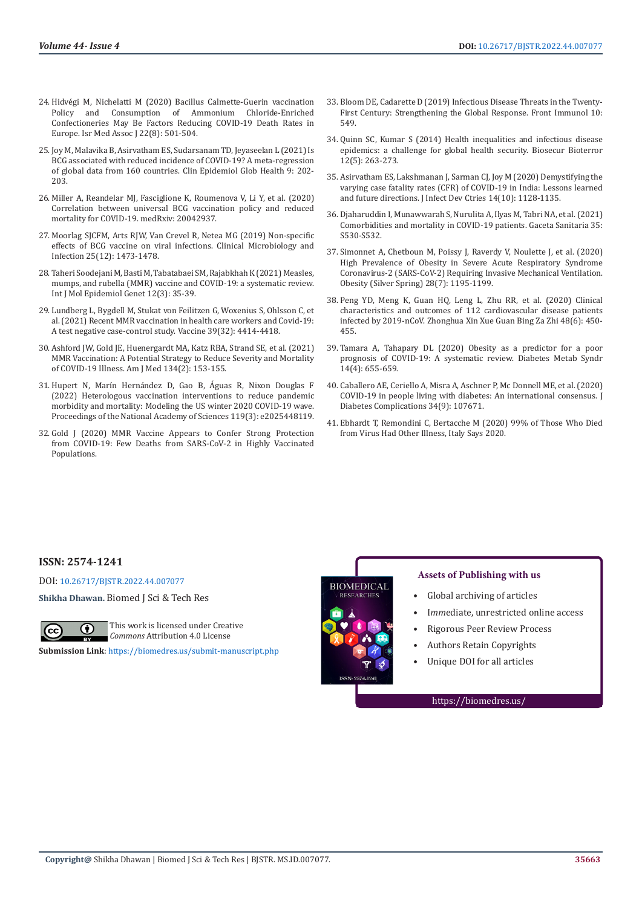24. Hidvégi M, Nichelatti M (2020) Bacillus Calmette-Guerin vaccination Policy and Consumption of Ammonium Chloride-Enriched Confectioneries May Be Factors Reducing COVID-19 Death Rates in Europe. Isr Med Assoc J 22(8): 501-504.
25. Joy M, Malavika B, Asirvatham ES, Sudarsanam TD, Jeyaseelan L (2021) Is BCG associated with reduced incidence of COVID-19? A meta-regression of global data from 160 countries. Clin Epidemiol Glob Health 9: 202-203.
26. Miller A, Reandelar MJ, Fasciglione K, Roumenova V, Li Y, et al. (2020) Correlation between universal BCG vaccination policy and reduced mortality for COVID-19. medRxiv: 20042937.
27. Moorlag SJCFM, Arts RJW, Van Crevel R, Netea MG (2019) Non-specific effects of BCG vaccine on viral infections. Clinical Microbiology and Infection 25(12): 1473-1478.
28. Taheri Soodejani M, Basti M, Tabatabaei SM, Rajabkhah K (2021) Measles, mumps, and rubella (MMR) vaccine and COVID-19: a systematic review. Int J Mol Epidemiol Genet 12(3): 35-39.
29. Lundberg L, Bygdell M, Stukat von Feilitzen G, Woxenius S, Ohlsson C, et al. (2021) Recent MMR vaccination in health care workers and Covid-19: A test negative case-control study. Vaccine 39(32): 4414-4418.
30. Ashford JW, Gold JE, Huenergardt MA, Katz RBA, Strand SE, et al. (2021) MMR Vaccination: A Potential Strategy to Reduce Severity and Mortality of COVID-19 Illness. Am J Med 134(2): 153-155.
31. Hupert N, Marín Hernández D, Gao B, Águas R, Nixon Douglas F (2022) Heterologous vaccination interventions to reduce pandemic morbidity and mortality: Modeling the US winter 2020 COVID-19 wave. Proceedings of the National Academy of Sciences 119(3): e2025448119.
32. Gold J (2020) MMR Vaccine Appears to Confer Strong Protection from COVID-19: Few Deaths from SARS-CoV-2 in Highly Vaccinated Populations.
33. Bloom DE, Cadarette D (2019) Infectious Disease Threats in the Twenty-First Century: Strengthening the Global Response. Front Immunol 10: 549.
34. Quinn SC, Kumar S (2014) Health inequalities and infectious disease epidemics: a challenge for global health security. Biosecur Bioterror 12(5): 263-273.
35. Asirvatham ES, Lakshmanan J, Sarman CJ, Joy M (2020) Demystifying the varying case fatality rates (CFR) of COVID-19 in India: Lessons learned and future directions. J Infect Dev Ctries 14(10): 1128-1135.
36. Djaharuddin I, Munawwarah S, Nurulita A, Ilyas M, Tabri NA, et al. (2021) Comorbidities and mortality in COVID-19 patients. Gaceta Sanitaria 35: S530-S532.
37. Simonnet A, Chetboun M, Poissy J, Raverdy V, Noulette J, et al. (2020) High Prevalence of Obesity in Severe Acute Respiratory Syndrome Coronavirus-2 (SARS-CoV-2) Requiring Invasive Mechanical Ventilation. Obesity (Silver Spring) 28(7): 1195-1199.
38. Peng YD, Meng K, Guan HQ, Leng L, Zhu RR, et al. (2020) Clinical characteristics and outcomes of 112 cardiovascular disease patients infected by 2019-nCoV. Zhonghua Xin Xue Guan Bing Za Zhi 48(6): 450-455.
39. Tamara A, Tahapary DL (2020) Obesity as a predictor for a poor prognosis of COVID-19: A systematic review. Diabetes Metab Syndr 14(4): 655-659.
40. Caballero AE, Ceriello A, Misra A, Aschner P, Mc Donnell ME, et al. (2020) COVID-19 in people living with diabetes: An international consensus. J Diabetes Complications 34(9): 107671.
41. Ebhardt T, Remondini C, Bertacche M (2020) 99% of Those Who Died from Virus Had Other Illness, Italy Says 2020.

**ISSN: 2574-1241**

DOI: 10.26717/BJSTR.2022.44.007077

**Shikha Dhawan.** Biomed J Sci & Tech Res

This work is licensed under Creative *Commons* Attribution 4.0 License

**Submission Link**: https://biomedres.us/submit-manuscript.php

**Assets of Publishing with us**

- Global archiving of articles
- Immediate, unrestricted online access
- Rigorous Peer Review Process
- Authors Retain Copyrights
- Unique DOI for all articles

https://biomedres.us/